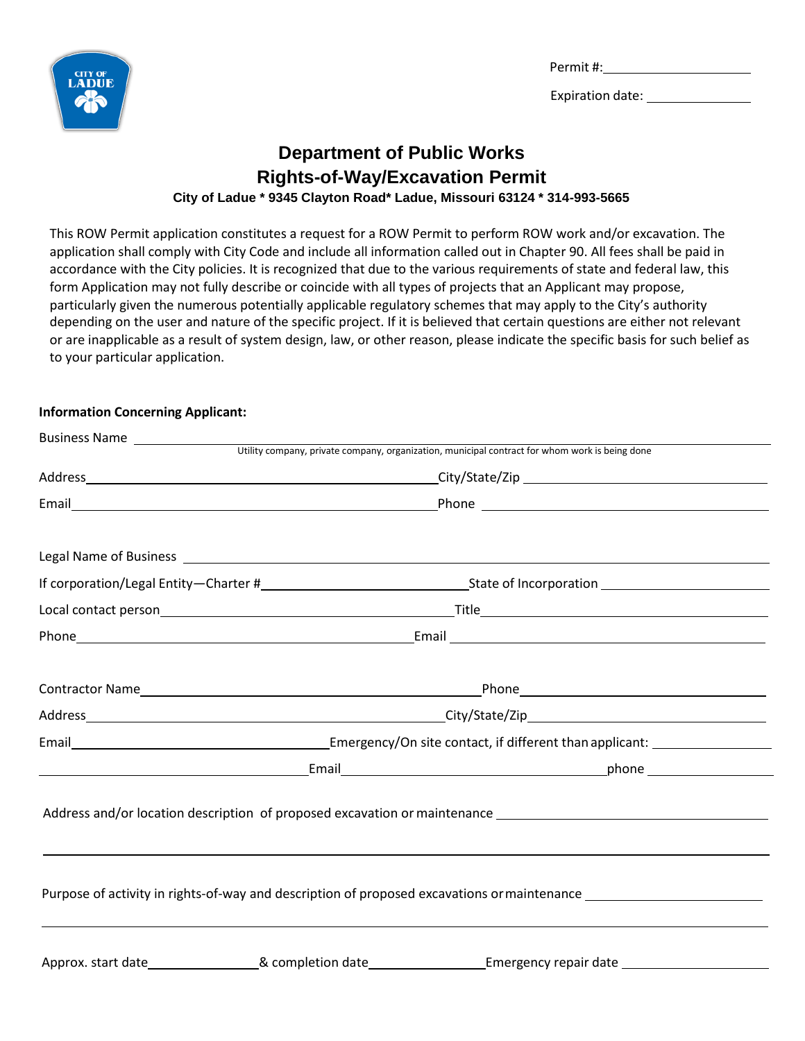Permit #: ____________________

Expiration date: ______________

# Department of Public Works
## Rights-of-Way/Excavation Permit

**City of Ladue * 9345 Clayton Road* Ladue, Missouri 63124 * 314-993-5665**

This ROW Permit application constitutes a request for a ROW Permit to perform ROW work and/or excavation. The application shall comply with City Code and include all information called out in Chapter 90. All fees shall be paid in accordance with the City policies. It is recognized that due to the various requirements of state and federal law, this form Application may not fully describe or coincide with all types of projects that an Applicant may propose, particularly given the numerous potentially applicable regulatory schemes that may apply to the City's authority depending on the user and nature of the specific project. If it is believed that certain questions are either not relevant or are inapplicable as a result of system design, law, or other reason, please indicate the specific basis for such belief as to your particular application.

**Information Concerning Applicant:**

Business Name ____________________________________________
Utility company, private company, organization, municipal contract for whom work is being done

Address ______________________________ City/State/Zip ______________________________

Email ______________________________ Phone ______________________________

Legal Name of Business ____________________________________________

If corporation/Legal Entity—Charter # ____________________ State of Incorporation ____________________

Local contact person ______________________________ Title ______________________________

Phone ______________________________ Email ______________________________

Contractor Name ______________________________ Phone ______________________________

Address ______________________________ City/State/Zip ______________________________

Email ______________________________ Emergency/On site contact, if different than applicant: ____________________

______________________________ Email ______________________________ phone ____________________

Address and/or location description of proposed excavation or maintenance ______________________________

____________________________________________

Purpose of activity in rights-of-way and description of proposed excavations or maintenance ____________________

____________________________________________

Approx. start date ______________ & completion date ______________ Emergency repair date ______________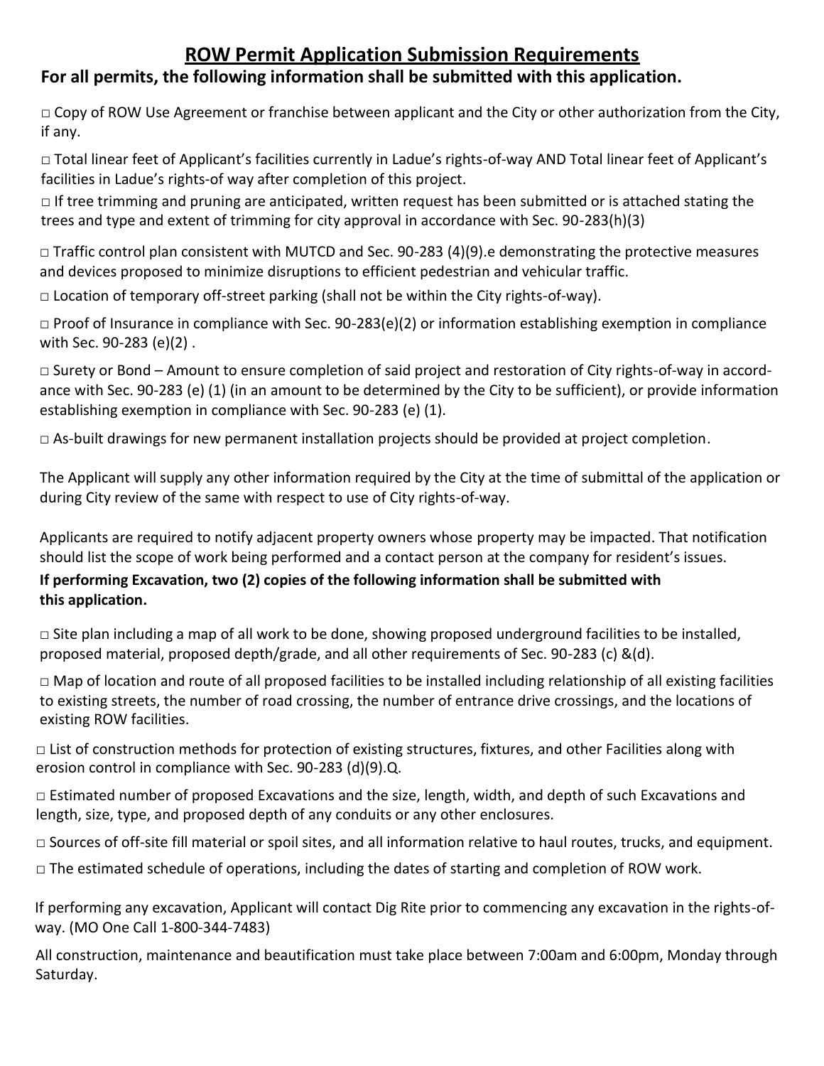## ROW Permit Application Submission Requirements

**For all permits, the following information shall be submitted with this application.**

□ Copy of ROW Use Agreement or franchise between applicant and the City or other authorization from the City, if any.

□ Total linear feet of Applicant's facilities currently in Ladue's rights-of-way AND Total linear feet of Applicant's facilities in Ladue's rights-of way after completion of this project.

□ If tree trimming and pruning are anticipated, written request has been submitted or is attached stating the trees and type and extent of trimming for city approval in accordance with Sec. 90-283(h)(3)

□ Traffic control plan consistent with MUTCD and Sec. 90-283 (4)(9).e demonstrating the protective measures and devices proposed to minimize disruptions to efficient pedestrian and vehicular traffic.

□ Location of temporary off-street parking (shall not be within the City rights-of-way).

□ Proof of Insurance in compliance with Sec. 90-283(e)(2) or information establishing exemption in compliance with Sec. 90-283 (e)(2) .

□ Surety or Bond – Amount to ensure completion of said project and restoration of City rights-of-way in accordance with Sec. 90-283 (e) (1) (in an amount to be determined by the City to be sufficient), or provide information establishing exemption in compliance with Sec. 90-283 (e) (1).

□ As-built drawings for new permanent installation projects should be provided at project completion.

The Applicant will supply any other information required by the City at the time of submittal of the application or during City review of the same with respect to use of City rights-of-way.

Applicants are required to notify adjacent property owners whose property may be impacted. That notification should list the scope of work being performed and a contact person at the company for resident's issues.

**If performing Excavation, two (2) copies of the following information shall be submitted with this application.**

□ Site plan including a map of all work to be done, showing proposed underground facilities to be installed, proposed material, proposed depth/grade, and all other requirements of Sec. 90-283 (c) &(d).

□ Map of location and route of all proposed facilities to be installed including relationship of all existing facilities to existing streets, the number of road crossing, the number of entrance drive crossings, and the locations of existing ROW facilities.

□ List of construction methods for protection of existing structures, fixtures, and other Facilities along with erosion control in compliance with Sec. 90-283 (d)(9).Q.

□ Estimated number of proposed Excavations and the size, length, width, and depth of such Excavations and length, size, type, and proposed depth of any conduits or any other enclosures.

□ Sources of off-site fill material or spoil sites, and all information relative to haul routes, trucks, and equipment.

□ The estimated schedule of operations, including the dates of starting and completion of ROW work.

If performing any excavation, Applicant will contact Dig Rite prior to commencing any excavation in the rights-of-way. (MO One Call 1-800-344-7483)

All construction, maintenance and beautification must take place between 7:00am and 6:00pm, Monday through Saturday.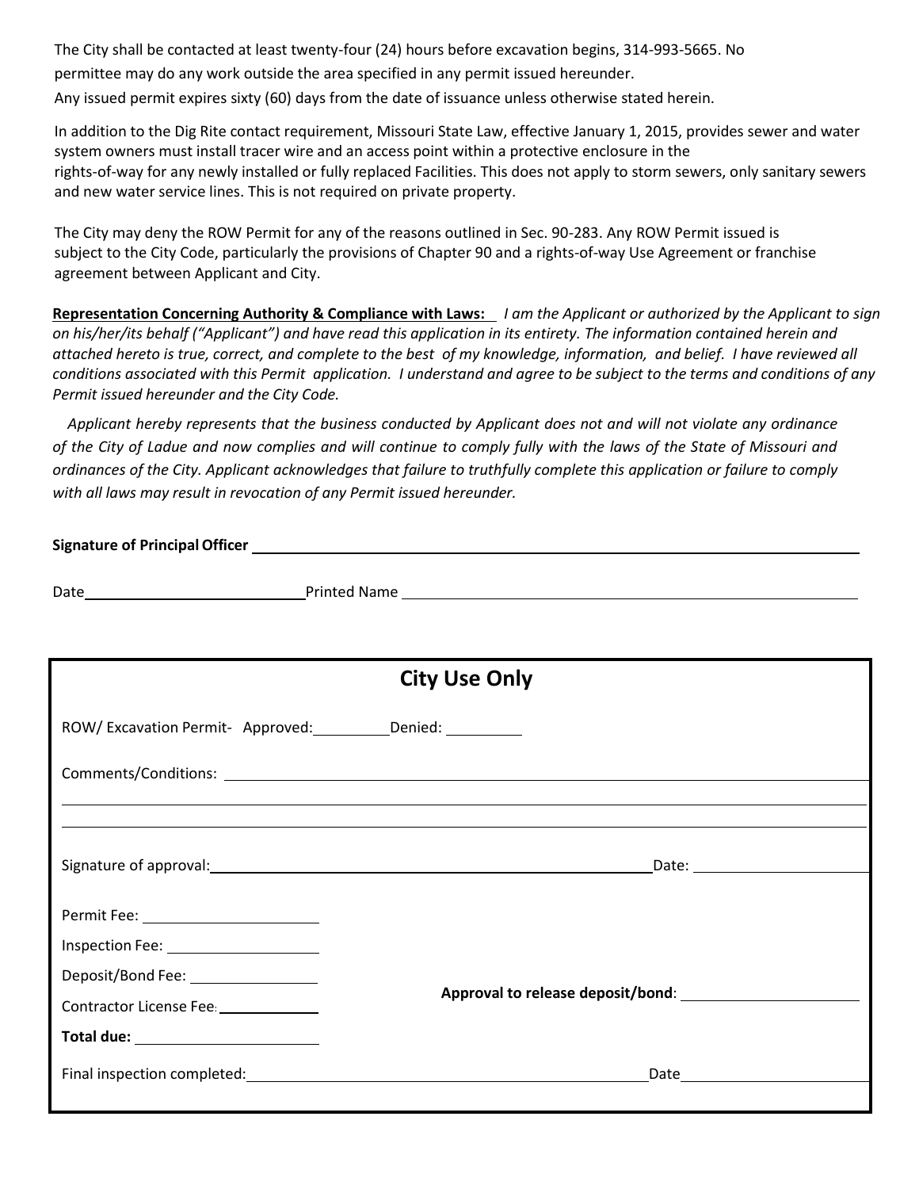The City shall be contacted at least twenty-four (24) hours before excavation begins, 314-993-5665. No permittee may do any work outside the area specified in any permit issued hereunder.

Any issued permit expires sixty (60) days from the date of issuance unless otherwise stated herein.

In addition to the Dig Rite contact requirement, Missouri State Law, effective January 1, 2015, provides sewer and water system owners must install tracer wire and an access point within a protective enclosure in the rights-of-way for any newly installed or fully replaced Facilities. This does not apply to storm sewers, only sanitary sewers and new water service lines. This is not required on private property.

The City may deny the ROW Permit for any of the reasons outlined in Sec. 90-283. Any ROW Permit issued is subject to the City Code, particularly the provisions of Chapter 90 and a rights-of-way Use Agreement or franchise agreement between Applicant and City.

**Representation Concerning Authority & Compliance with Laws:** *I am the Applicant or authorized by the Applicant to sign on his/her/its behalf ("Applicant") and have read this application in its entirety. The information contained herein and attached hereto is true, correct, and complete to the best of my knowledge, information, and belief. I have reviewed all conditions associated with this Permit application. I understand and agree to be subject to the terms and conditions of any Permit issued hereunder and the City Code.*

*Applicant hereby represents that the business conducted by Applicant does not and will not violate any ordinance of the City of Ladue and now complies and will continue to comply fully with the laws of the State of Missouri and ordinances of the City. Applicant acknowledges that failure to truthfully complete this application or failure to comply with all laws may result in revocation of any Permit issued hereunder.*

**Signature of Principal Officer** ______________________________

Date ____________________ Printed Name ______________________________

## City Use Only

ROW/ Excavation Permit- Approved: __________ Denied: __________

Comments/Conditions: ______________________________

______________________________

______________________________

Signature of approval: ______________________________ Date: ____________________

Permit Fee: ____________________

Inspection Fee: ____________________

Deposit/Bond Fee: ____________________

Contractor License Fee: ____________________

**Total due:** ____________________

**Approval to release deposit/bond**: ____________________

Final inspection completed: ______________________________ Date ____________________